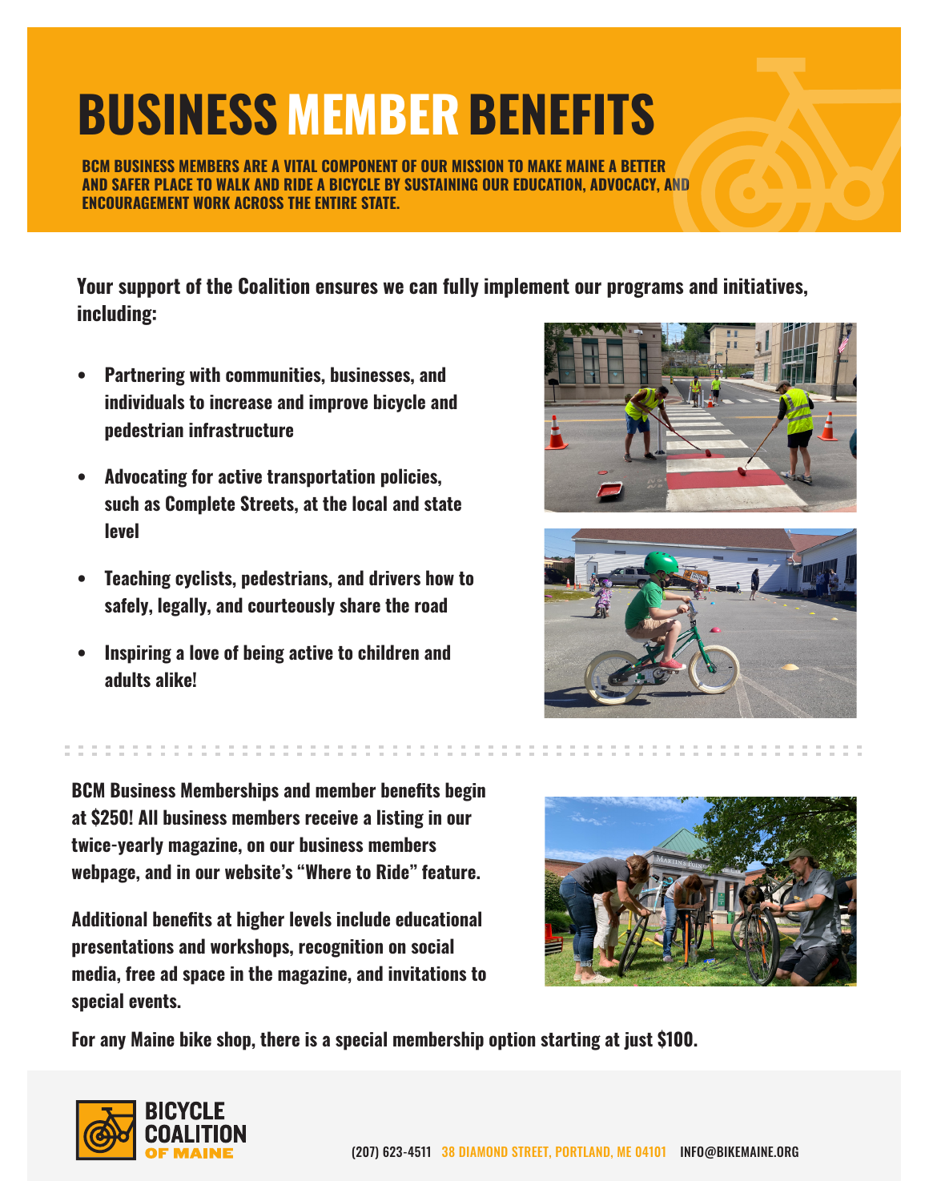# BUSINESS MEMBER BENEFITS

**BCM BUSINESS MEMBERS ARE A VITAL COMPONENT OF OUR MISSION TO MAKE MAINE A BETTER AND SAFER PLACE TO WALK AND RIDE A BICYCLE BY SUSTAINING OUR EDUCATION, ADVOCACY, AND ENCOURAGEMENT WORK ACROSS THE ENTIRE STATE.**

**Your support of the Coalition ensures we can fully implement our programs and initiatives, including:**

- **Partnering with communities, businesses, and individuals to increase and improve bicycle and pedestrian infrastructure**
- **Advocating for active transportation policies, such as Complete Streets, at the local and state level**
- **Teaching cyclists, pedestrians, and drivers how to safely, legally, and courteously share the road**
- **Inspiring a love of being active to children and adults alike!**

**BCM Business Memberships and member benefits begin at $250! All business members receive a listing in our twice-yearly magazine, on our business members webpage, and in our website's "Where to Ride" feature.**

**Additional benefits at higher levels include educational presentations and workshops, recognition on social media, free ad space in the magazine, and invitations to special events.**

**For any Maine bike shop, there is a special membership option starting at just $100.**

**BICYCLE COALITION OF MAINE**

(207) 623-4511 38 DIAMOND STREET, PORTLAND, ME 04101 INFO@BIKEMAINE.ORG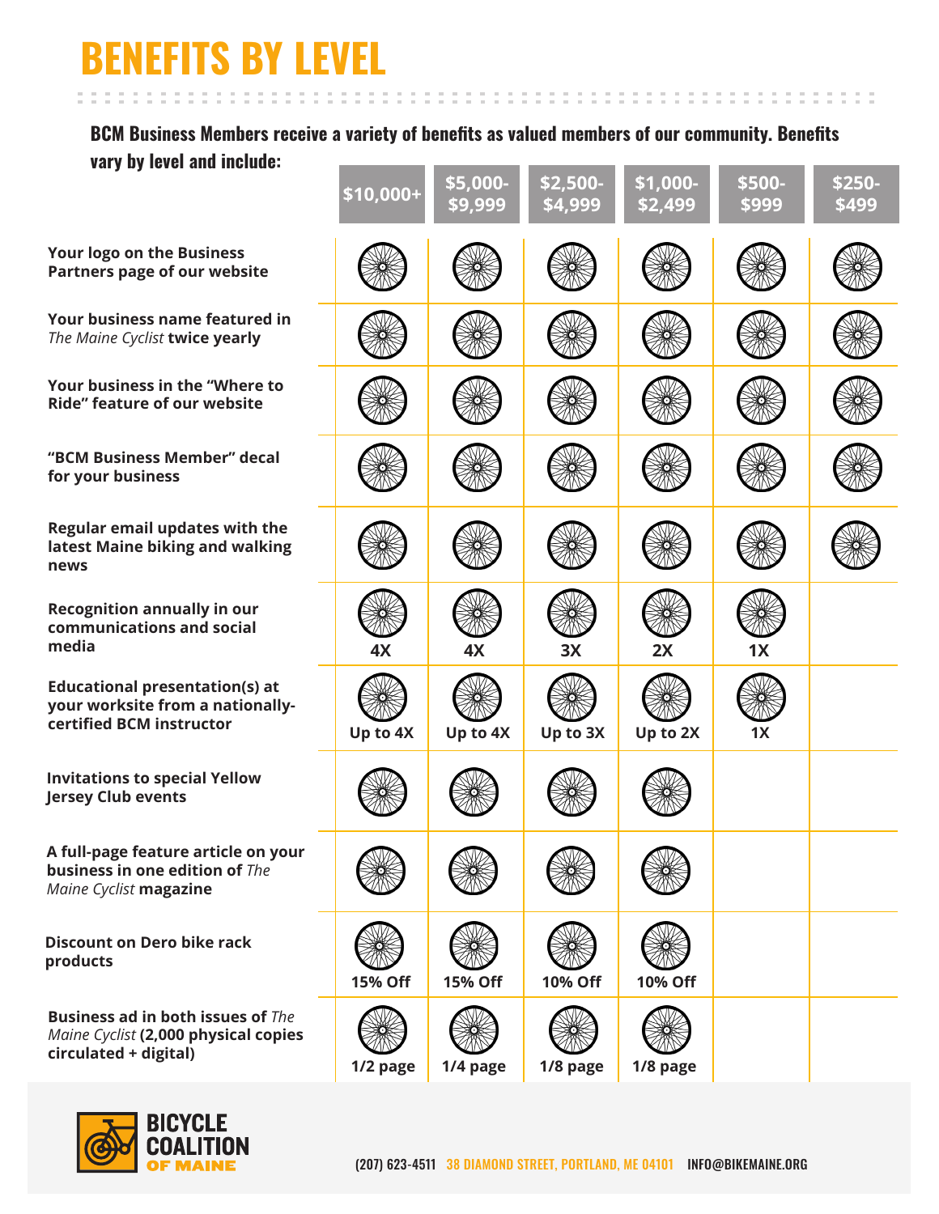# BENEFITS BY LEVEL

**BCM Business Members receive a variety of benefits as valued members of our community. Benefits vary by level and include:**

| | $10,000+ | $5,000-$9,999 | $2,500-$4,999 | $1,000-$2,499 | $500-$999 | $250-$499 |
|---|---|---|---|---|---|---|
| **Your logo on the Business Partners page of our website** | ✓ | ✓ | ✓ | ✓ | ✓ | ✓ |
| **Your business name featured in** *The Maine Cyclist* **twice yearly** | ✓ | ✓ | ✓ | ✓ | ✓ | ✓ |
| **Your business in the "Where to Ride" feature of our website** | ✓ | ✓ | ✓ | ✓ | ✓ | ✓ |
| **"BCM Business Member" decal for your business** | ✓ | ✓ | ✓ | ✓ | ✓ | ✓ |
| **Regular email updates with the latest Maine biking and walking news** | ✓ | ✓ | ✓ | ✓ | ✓ | ✓ |
| **Recognition annually in our communications and social media** | 4X | 4X | 3X | 2X | 1X | |
| **Educational presentation(s) at your worksite from a nationally-certified BCM instructor** | Up to 4X | Up to 4X | Up to 3X | Up to 2X | 1X | |
| **Invitations to special Yellow Jersey Club events** | ✓ | ✓ | ✓ | ✓ | | |
| **A full-page feature article on your business in one edition of** *The Maine Cyclist* **magazine** | ✓ | ✓ | ✓ | ✓ | | |
| **Discount on Dero bike rack products** | 15% Off | 15% Off | 10% Off | 10% Off | | |
| **Business ad in both issues of** *The Maine Cyclist* **(2,000 physical copies circulated + digital)** | 1/2 page | 1/4 page | 1/8 page | 1/8 page | | |

**BICYCLE COALITION OF MAINE**

(207) 623-4511 38 DIAMOND STREET, PORTLAND, ME 04101 INFO@BIKEMAINE.ORG